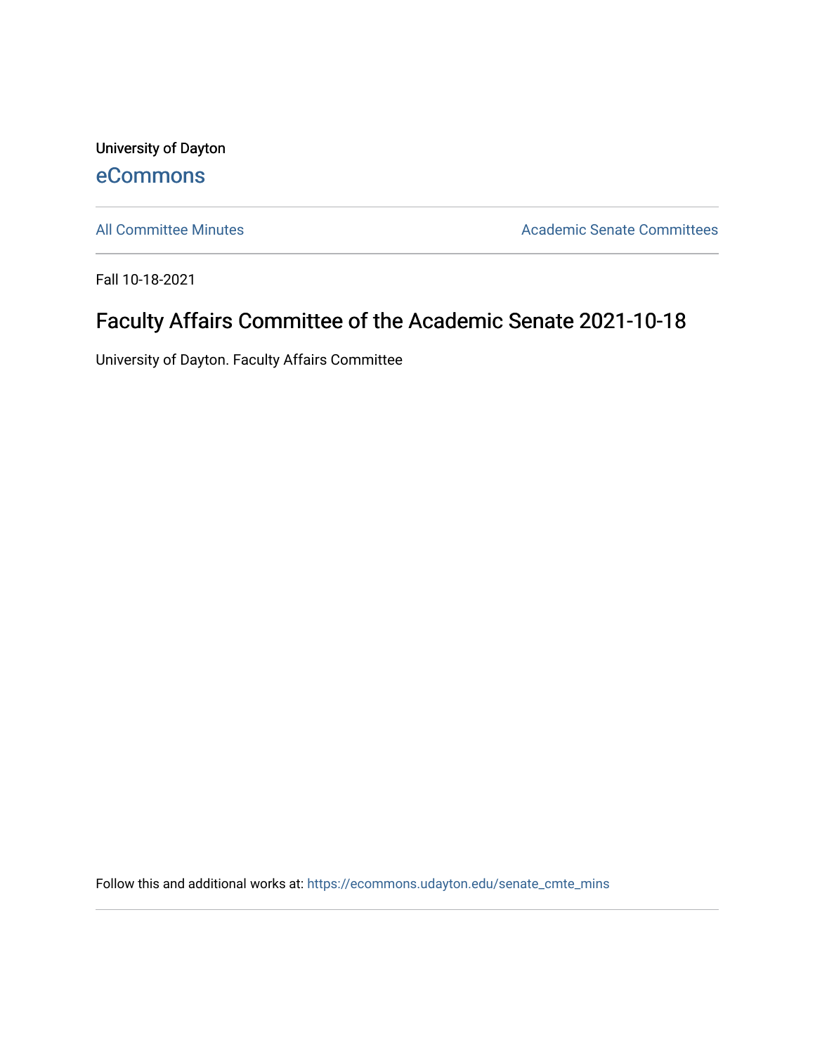University of Dayton

eCommons

All Committee Minutes

Academic Senate Committees

Fall 10-18-2021

# Faculty Affairs Committee of the Academic Senate 2021-10-18

University of Dayton. Faculty Affairs Committee

Follow this and additional works at: https://ecommons.udayton.edu/senate_cmte_mins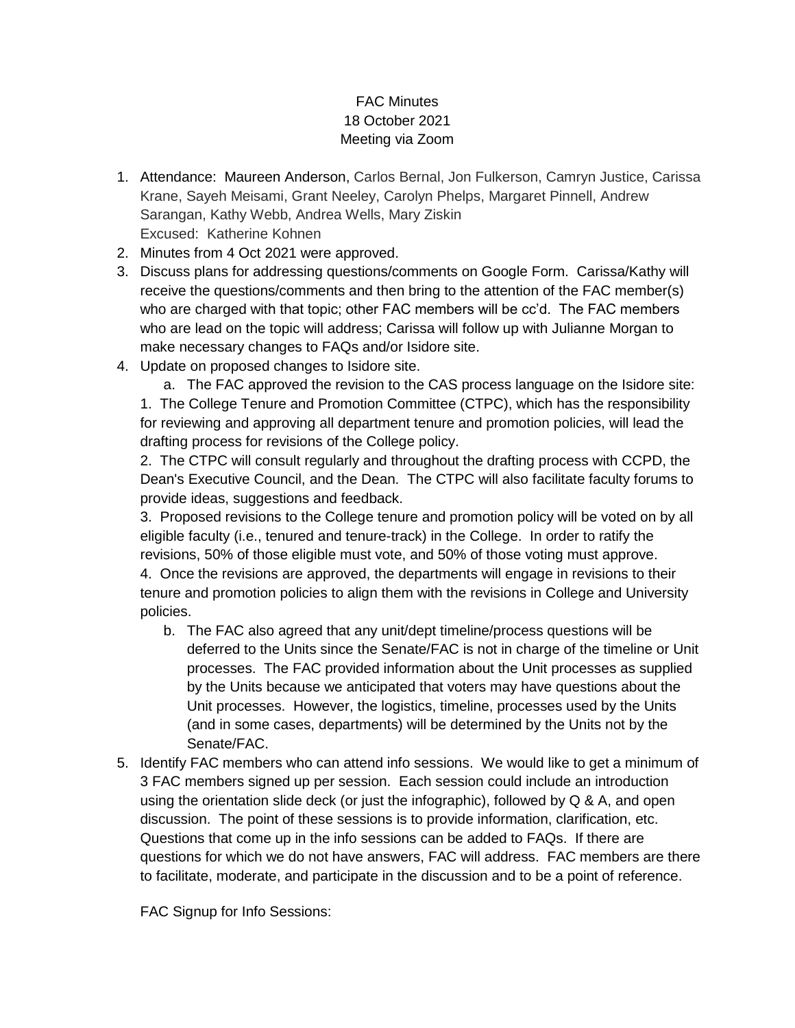FAC Minutes
18 October 2021
Meeting via Zoom

1. Attendance: Maureen Anderson, Carlos Bernal, Jon Fulkerson, Camryn Justice, Carissa Krane, Sayeh Meisami, Grant Neeley, Carolyn Phelps, Margaret Pinnell, Andrew Sarangan, Kathy Webb, Andrea Wells, Mary Ziskin
   Excused: Katherine Kohnen
2. Minutes from 4 Oct 2021 were approved.
3. Discuss plans for addressing questions/comments on Google Form. Carissa/Kathy will receive the questions/comments and then bring to the attention of the FAC member(s) who are charged with that topic; other FAC members will be cc'd. The FAC members who are lead on the topic will address; Carissa will follow up with Julianne Morgan to make necessary changes to FAQs and/or Isidore site.
4. Update on proposed changes to Isidore site.
   a. The FAC approved the revision to the CAS process language on the Isidore site:
   1. The College Tenure and Promotion Committee (CTPC), which has the responsibility for reviewing and approving all department tenure and promotion policies, will lead the drafting process for revisions of the College policy.
   2. The CTPC will consult regularly and throughout the drafting process with CCPD, the Dean's Executive Council, and the Dean. The CTPC will also facilitate faculty forums to provide ideas, suggestions and feedback.
   3. Proposed revisions to the College tenure and promotion policy will be voted on by all eligible faculty (i.e., tenured and tenure-track) in the College. In order to ratify the revisions, 50% of those eligible must vote, and 50% of those voting must approve.
   4. Once the revisions are approved, the departments will engage in revisions to their tenure and promotion policies to align them with the revisions in College and University policies.
   b. The FAC also agreed that any unit/dept timeline/process questions will be deferred to the Units since the Senate/FAC is not in charge of the timeline or Unit processes. The FAC provided information about the Unit processes as supplied by the Units because we anticipated that voters may have questions about the Unit processes. However, the logistics, timeline, processes used by the Units (and in some cases, departments) will be determined by the Units not by the Senate/FAC.
5. Identify FAC members who can attend info sessions. We would like to get a minimum of 3 FAC members signed up per session. Each session could include an introduction using the orientation slide deck (or just the infographic), followed by Q & A, and open discussion. The point of these sessions is to provide information, clarification, etc. Questions that come up in the info sessions can be added to FAQs. If there are questions for which we do not have answers, FAC will address. FAC members are there to facilitate, moderate, and participate in the discussion and to be a point of reference.

   FAC Signup for Info Sessions: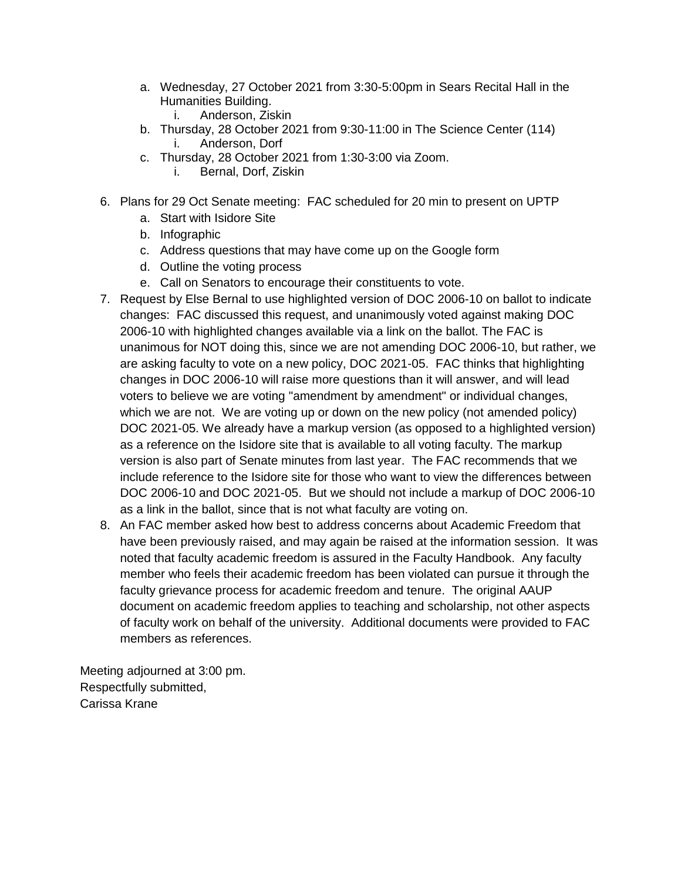a. Wednesday, 27 October 2021 from 3:30-5:00pm in Sears Recital Hall in the Humanities Building.
    i. Anderson, Ziskin
b. Thursday, 28 October 2021 from 9:30-11:00 in The Science Center (114)
    i. Anderson, Dorf
c. Thursday, 28 October 2021 from 1:30-3:00 via Zoom.
    i. Bernal, Dorf, Ziskin

6. Plans for 29 Oct Senate meeting: FAC scheduled for 20 min to present on UPTP
    a. Start with Isidore Site
    b. Infographic
    c. Address questions that may have come up on the Google form
    d. Outline the voting process
    e. Call on Senators to encourage their constituents to vote.
7. Request by Else Bernal to use highlighted version of DOC 2006-10 on ballot to indicate changes: FAC discussed this request, and unanimously voted against making DOC 2006-10 with highlighted changes available via a link on the ballot. The FAC is unanimous for NOT doing this, since we are not amending DOC 2006-10, but rather, we are asking faculty to vote on a new policy, DOC 2021-05. FAC thinks that highlighting changes in DOC 2006-10 will raise more questions than it will answer, and will lead voters to believe we are voting "amendment by amendment" or individual changes, which we are not. We are voting up or down on the new policy (not amended policy) DOC 2021-05. We already have a markup version (as opposed to a highlighted version) as a reference on the Isidore site that is available to all voting faculty. The markup version is also part of Senate minutes from last year. The FAC recommends that we include reference to the Isidore site for those who want to view the differences between DOC 2006-10 and DOC 2021-05. But we should not include a markup of DOC 2006-10 as a link in the ballot, since that is not what faculty are voting on.
8. An FAC member asked how best to address concerns about Academic Freedom that have been previously raised, and may again be raised at the information session. It was noted that faculty academic freedom is assured in the Faculty Handbook. Any faculty member who feels their academic freedom has been violated can pursue it through the faculty grievance process for academic freedom and tenure. The original AAUP document on academic freedom applies to teaching and scholarship, not other aspects of faculty work on behalf of the university. Additional documents were provided to FAC members as references.

Meeting adjourned at 3:00 pm.
Respectfully submitted,
Carissa Krane